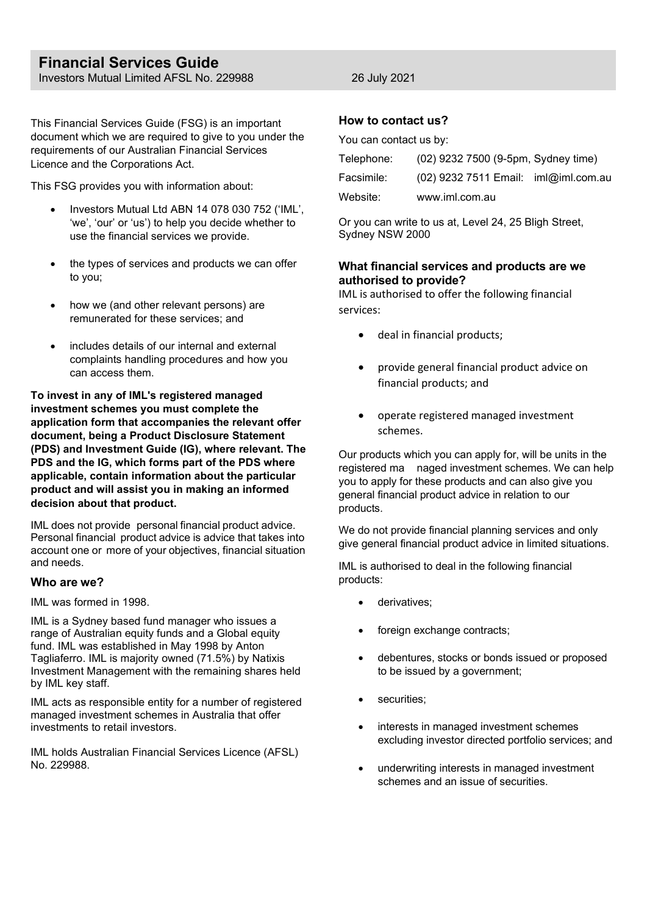# Financial Services Guide

Investors Mutual Limited AFSL No. 229988 26 July 2021

This Financial Services Guide (FSG) is an important document which we are required to give to you under the requirements of our Australian Financial Services Licence and the Corporations Act.

This FSG provides you with information about:

- Investors Mutual Ltd ABN 14 078 030 752 ('IML', 'we', 'our' or 'us') to help you decide whether to use the financial services we provide.
- the types of services and products we can offer to you;
- how we (and other relevant persons) are remunerated for these services; and
- includes details of our internal and external complaints handling procedures and how you can access them.

**To invest in any of IML's registered managed investment schemes you must complete the application form that accompanies the relevant offer document, being a Product Disclosure Statement (PDS) and Investment Guide (IG), where relevant. The PDS and the IG, which forms part of the PDS where applicable, contain information about the particular product and will assist you in making an informed decision about that product.**

IML does not provide personal financial product advice. Personal financial product advice is advice that takes into account one or more of your objectives, financial situation and needs.

## Who are we?

IML was formed in 1998.

IML is a Sydney based fund manager who issues a range of Australian equity funds and a Global equity fund. IML was established in May 1998 by Anton Tagliaferro. IML is majority owned (71.5%) by Natixis Investment Management with the remaining shares held by IML key staff.

IML acts as responsible entity for a number of registered managed investment schemes in Australia that offer investments to retail investors.

IML holds Australian Financial Services Licence (AFSL) No. 229988.

## How to contact us?

You can contact us by:

Telephone: (02) 9232 7500 (9-5pm, Sydney time)

Facsimile: (02) 9232 7511 Email: iml@iml.com.au

Website: www.iml.com.au

Or you can write to us at, Level 24, 25 Bligh Street, Sydney NSW 2000

## What financial services and products are we authorised to provide?

IML is authorised to offer the following financial services:

- deal in financial products;
- provide general financial product advice on financial products; and
- operate registered managed investment schemes.

Our products which you can apply for, will be units in the registered managed investment schemes. We can help you to apply for these products and can also give you general financial product advice in relation to our products.

We do not provide financial planning services and only give general financial product advice in limited situations.

IML is authorised to deal in the following financial products:

- derivatives;
- foreign exchange contracts;
- debentures, stocks or bonds issued or proposed to be issued by a government;
- securities;
- interests in managed investment schemes excluding investor directed portfolio services; and
- underwriting interests in managed investment schemes and an issue of securities.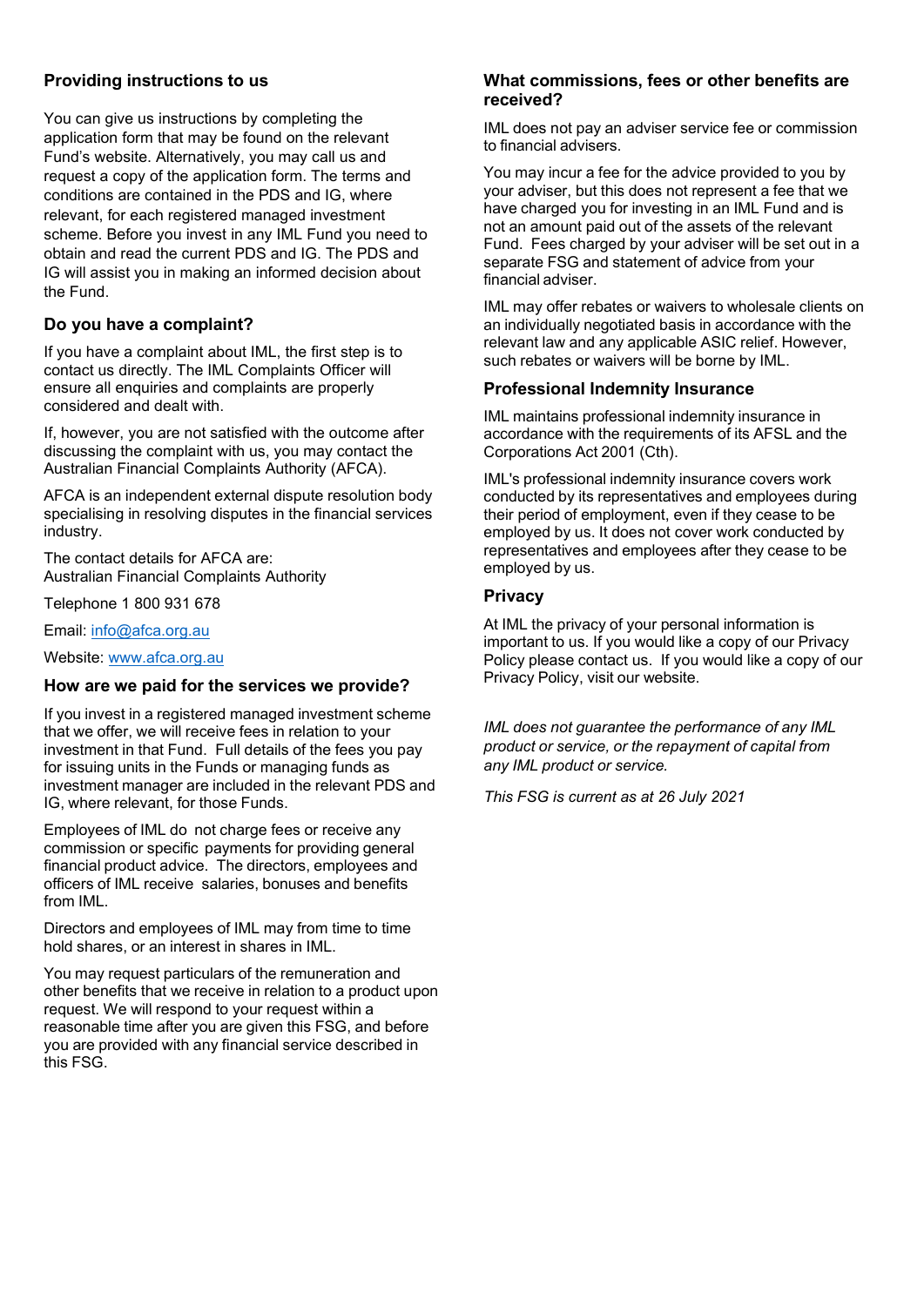## Providing instructions to us

You can give us instructions by completing the application form that may be found on the relevant Fund's website. Alternatively, you may call us and request a copy of the application form. The terms and conditions are contained in the PDS and IG, where relevant, for each registered managed investment scheme. Before you invest in any IML Fund you need to obtain and read the current PDS and IG. The PDS and IG will assist you in making an informed decision about the Fund.

## Do you have a complaint?

If you have a complaint about IML, the first step is to contact us directly. The IML Complaints Officer will ensure all enquiries and complaints are properly considered and dealt with.

If, however, you are not satisfied with the outcome after discussing the complaint with us, you may contact the Australian Financial Complaints Authority (AFCA).

AFCA is an independent external dispute resolution body specialising in resolving disputes in the financial services industry.

The contact details for AFCA are:
Australian Financial Complaints Authority

Telephone 1 800 931 678

Email: info@afca.org.au

Website: www.afca.org.au

## How are we paid for the services we provide?

If you invest in a registered managed investment scheme that we offer, we will receive fees in relation to your investment in that Fund. Full details of the fees you pay for issuing units in the Funds or managing funds as investment manager are included in the relevant PDS and IG, where relevant, for those Funds.

Employees of IML do not charge fees or receive any commission or specific payments for providing general financial product advice. The directors, employees and officers of IML receive salaries, bonuses and benefits from IML.

Directors and employees of IML may from time to time hold shares, or an interest in shares in IML.

You may request particulars of the remuneration and other benefits that we receive in relation to a product upon request. We will respond to your request within a reasonable time after you are given this FSG, and before you are provided with any financial service described in this FSG.

## What commissions, fees or other benefits are received?

IML does not pay an adviser service fee or commission to financial advisers.

You may incur a fee for the advice provided to you by your adviser, but this does not represent a fee that we have charged you for investing in an IML Fund and is not an amount paid out of the assets of the relevant Fund. Fees charged by your adviser will be set out in a separate FSG and statement of advice from your financial adviser.

IML may offer rebates or waivers to wholesale clients on an individually negotiated basis in accordance with the relevant law and any applicable ASIC relief. However, such rebates or waivers will be borne by IML.

## Professional Indemnity Insurance

IML maintains professional indemnity insurance in accordance with the requirements of its AFSL and the Corporations Act 2001 (Cth).

IML's professional indemnity insurance covers work conducted by its representatives and employees during their period of employment, even if they cease to be employed by us. It does not cover work conducted by representatives and employees after they cease to be employed by us.

## Privacy

At IML the privacy of your personal information is important to us. If you would like a copy of our Privacy Policy please contact us. If you would like a copy of our Privacy Policy, visit our website.

*IML does not guarantee the performance of any IML product or service, or the repayment of capital from any IML product or service.*

*This FSG is current as at 26 July 2021*